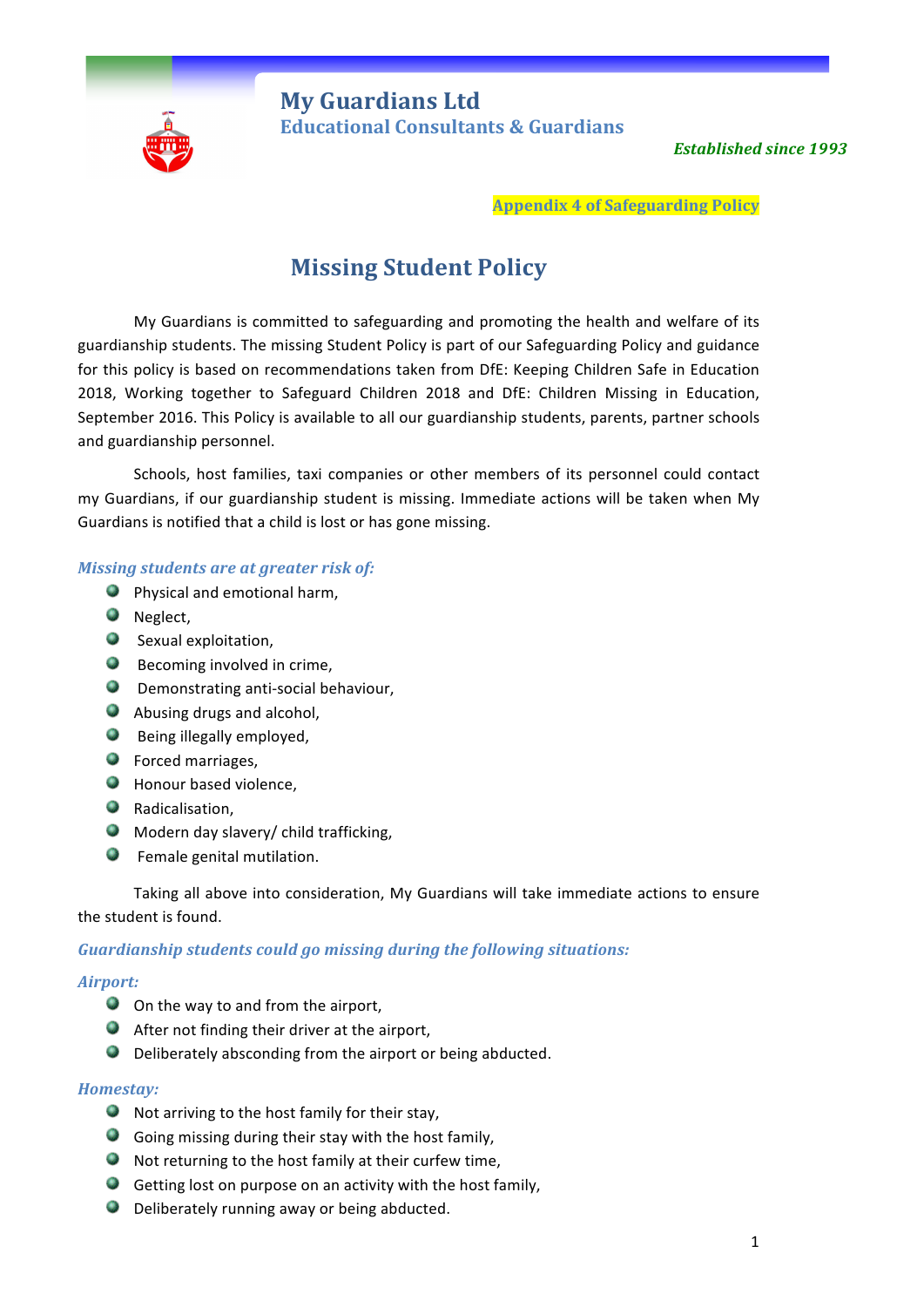# My Guardians Ltd

## Educational Consultants & Guardians

*Established since 1993*

**Appendix 4 of Safeguarding Policy**

# Missing Student Policy

My Guardians is committed to safeguarding and promoting the health and welfare of its guardianship students. The missing Student Policy is part of our Safeguarding Policy and guidance for this policy is based on recommendations taken from DfE: Keeping Children Safe in Education 2018, Working together to Safeguard Children 2018 and DfE: Children Missing in Education, September 2016. This Policy is available to all our guardianship students, parents, partner schools and guardianship personnel.

Schools, host families, taxi companies or other members of its personnel could contact my Guardians, if our guardianship student is missing. Immediate actions will be taken when My Guardians is notified that a child is lost or has gone missing.

### *Missing students are at greater risk of:*

- Physical and emotional harm,
- Neglect,
- Sexual exploitation,
- Becoming involved in crime,
- Demonstrating anti-social behaviour,
- Abusing drugs and alcohol,
- Being illegally employed,
- Forced marriages,
- Honour based violence,
- Radicalisation,
- Modern day slavery/ child trafficking,
- Female genital mutilation.

Taking all above into consideration, My Guardians will take immediate actions to ensure the student is found.

### *Guardianship students could go missing during the following situations:*

#### *Airport:*

- On the way to and from the airport,
- After not finding their driver at the airport,
- Deliberately absconding from the airport or being abducted.

#### *Homestay:*

- Not arriving to the host family for their stay,
- Going missing during their stay with the host family,
- Not returning to the host family at their curfew time,
- Getting lost on purpose on an activity with the host family,
- Deliberately running away or being abducted.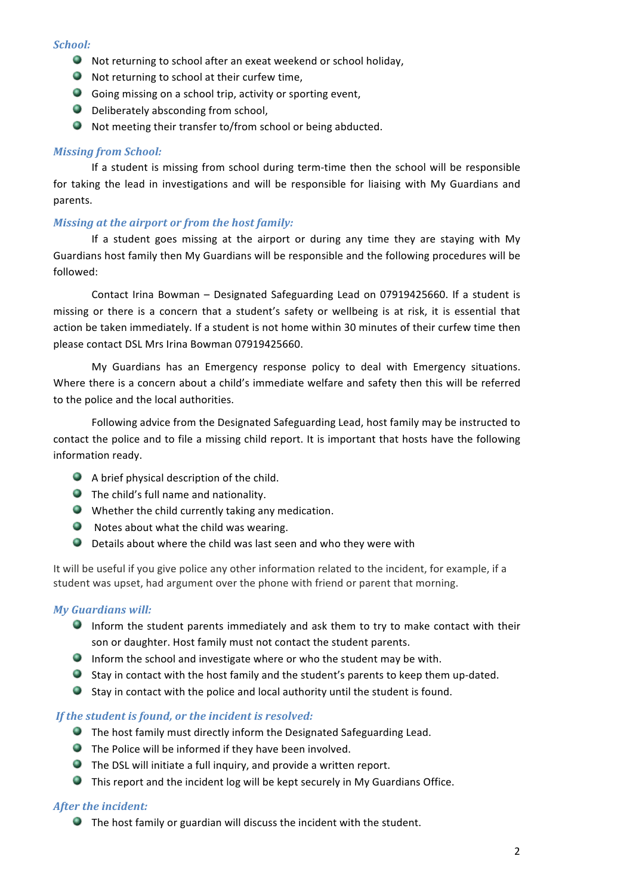### *School:*

- Not returning to school after an exeat weekend or school holiday,
- Not returning to school at their curfew time,
- Going missing on a school trip, activity or sporting event,
- Deliberately absconding from school,
- Not meeting their transfer to/from school or being abducted.

### *Missing from School:*

If a student is missing from school during term-time then the school will be responsible for taking the lead in investigations and will be responsible for liaising with My Guardians and parents.

### *Missing at the airport or from the host family:*

If a student goes missing at the airport or during any time they are staying with My Guardians host family then My Guardians will be responsible and the following procedures will be followed:

Contact Irina Bowman – Designated Safeguarding Lead on 07919425660. If a student is missing or there is a concern that a student's safety or wellbeing is at risk, it is essential that action be taken immediately. If a student is not home within 30 minutes of their curfew time then please contact DSL Mrs Irina Bowman 07919425660.

My Guardians has an Emergency response policy to deal with Emergency situations. Where there is a concern about a child's immediate welfare and safety then this will be referred to the police and the local authorities.

Following advice from the Designated Safeguarding Lead, host family may be instructed to contact the police and to file a missing child report. It is important that hosts have the following information ready.

- A brief physical description of the child.
- The child's full name and nationality.
- Whether the child currently taking any medication.
- Notes about what the child was wearing.
- Details about where the child was last seen and who they were with

It will be useful if you give police any other information related to the incident, for example, if a student was upset, had argument over the phone with friend or parent that morning.

### *My Guardians will:*

- Inform the student parents immediately and ask them to try to make contact with their son or daughter. Host family must not contact the student parents.
- Inform the school and investigate where or who the student may be with.
- Stay in contact with the host family and the student's parents to keep them up-dated.
- Stay in contact with the police and local authority until the student is found.

### *If the student is found, or the incident is resolved:*

- The host family must directly inform the Designated Safeguarding Lead.
- The Police will be informed if they have been involved.
- The DSL will initiate a full inquiry, and provide a written report.
- This report and the incident log will be kept securely in My Guardians Office.

### *After the incident:*

- The host family or guardian will discuss the incident with the student.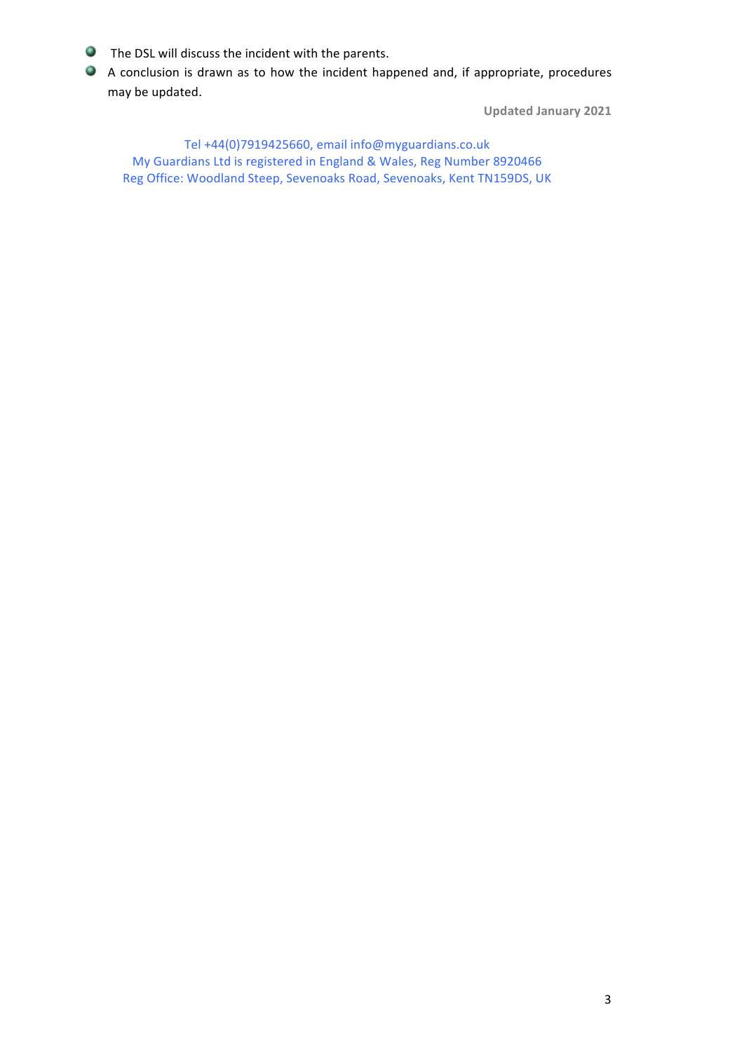- The DSL will discuss the incident with the parents.
- A conclusion is drawn as to how the incident happened and, if appropriate, procedures may be updated.

**Updated January 2021**

Tel +44(0)7919425660, email info@myguardians.co.uk
My Guardians Ltd is registered in England & Wales, Reg Number 8920466
Reg Office: Woodland Steep, Sevenoaks Road, Sevenoaks, Kent TN159DS, UK